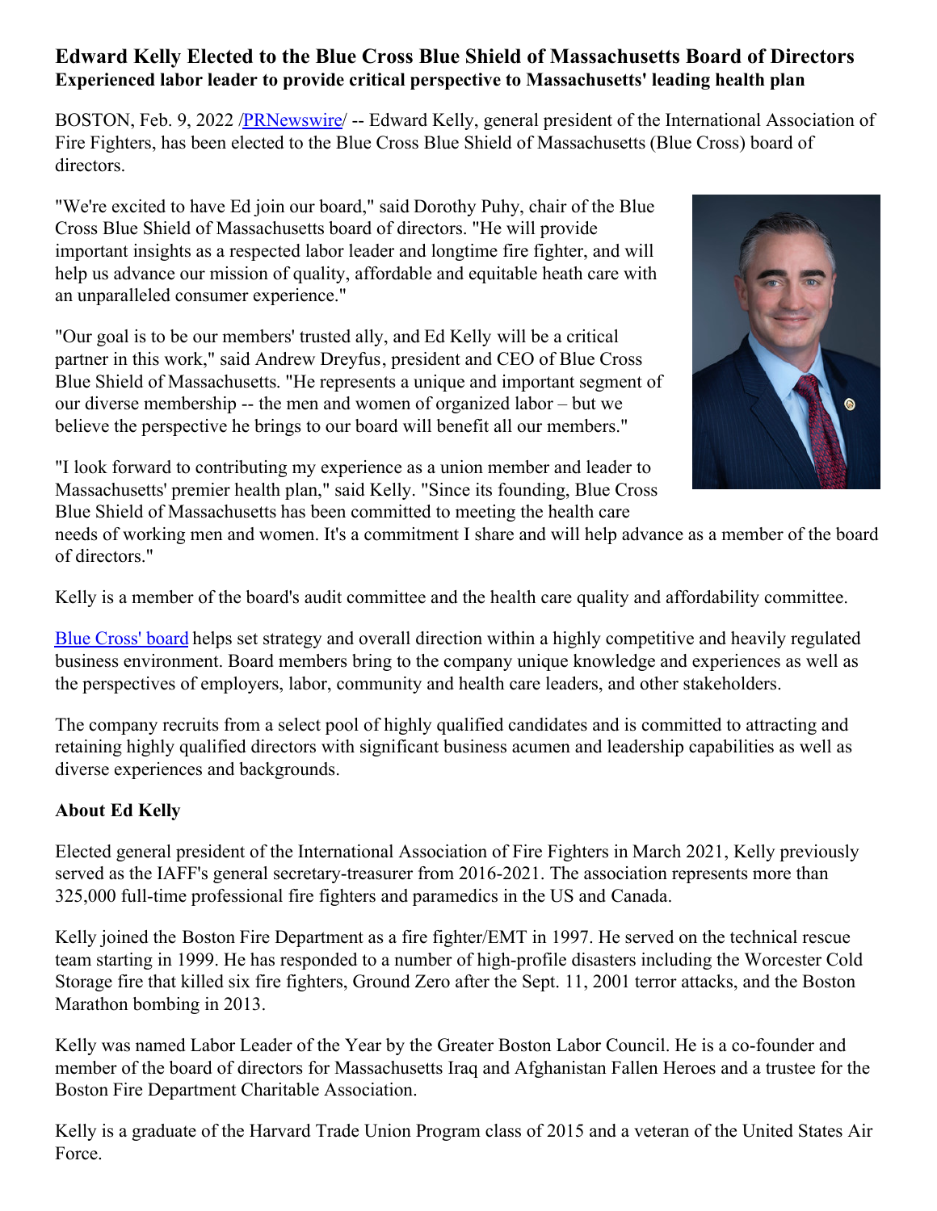# Edward Kelly Elected to the Blue Cross Blue Shield of Massachusetts Board of Directors

**Experienced labor leader to provide critical perspective to Massachusetts' leading health plan**

BOSTON, Feb. 9, 2022 /PRNewswire/ -- Edward Kelly, general president of the International Association of Fire Fighters, has been elected to the Blue Cross Blue Shield of Massachusetts (Blue Cross) board of directors.

"We're excited to have Ed join our board," said Dorothy Puhy, chair of the Blue Cross Blue Shield of Massachusetts board of directors. "He will provide important insights as a respected labor leader and longtime fire fighter, and will help us advance our mission of quality, affordable and equitable heath care with an unparalleled consumer experience."

"Our goal is to be our members' trusted ally, and Ed Kelly will be a critical partner in this work," said Andrew Dreyfus, president and CEO of Blue Cross Blue Shield of Massachusetts. "He represents a unique and important segment of our diverse membership -- the men and women of organized labor – but we believe the perspective he brings to our board will benefit all our members."

"I look forward to contributing my experience as a union member and leader to Massachusetts' premier health plan," said Kelly. "Since its founding, Blue Cross Blue Shield of Massachusetts has been committed to meeting the health care needs of working men and women. It's a commitment I share and will help advance as a member of the board of directors."

Kelly is a member of the board's audit committee and the health care quality and affordability committee.

Blue Cross' board helps set strategy and overall direction within a highly competitive and heavily regulated business environment. Board members bring to the company unique knowledge and experiences as well as the perspectives of employers, labor, community and health care leaders, and other stakeholders.

The company recruits from a select pool of highly qualified candidates and is committed to attracting and retaining highly qualified directors with significant business acumen and leadership capabilities as well as diverse experiences and backgrounds.

**About Ed Kelly**

Elected general president of the International Association of Fire Fighters in March 2021, Kelly previously served as the IAFF's general secretary-treasurer from 2016-2021. The association represents more than 325,000 full-time professional fire fighters and paramedics in the US and Canada.

Kelly joined the Boston Fire Department as a fire fighter/EMT in 1997. He served on the technical rescue team starting in 1999. He has responded to a number of high-profile disasters including the Worcester Cold Storage fire that killed six fire fighters, Ground Zero after the Sept. 11, 2001 terror attacks, and the Boston Marathon bombing in 2013.

Kelly was named Labor Leader of the Year by the Greater Boston Labor Council. He is a co-founder and member of the board of directors for Massachusetts Iraq and Afghanistan Fallen Heroes and a trustee for the Boston Fire Department Charitable Association.

Kelly is a graduate of the Harvard Trade Union Program class of 2015 and a veteran of the United States Air Force.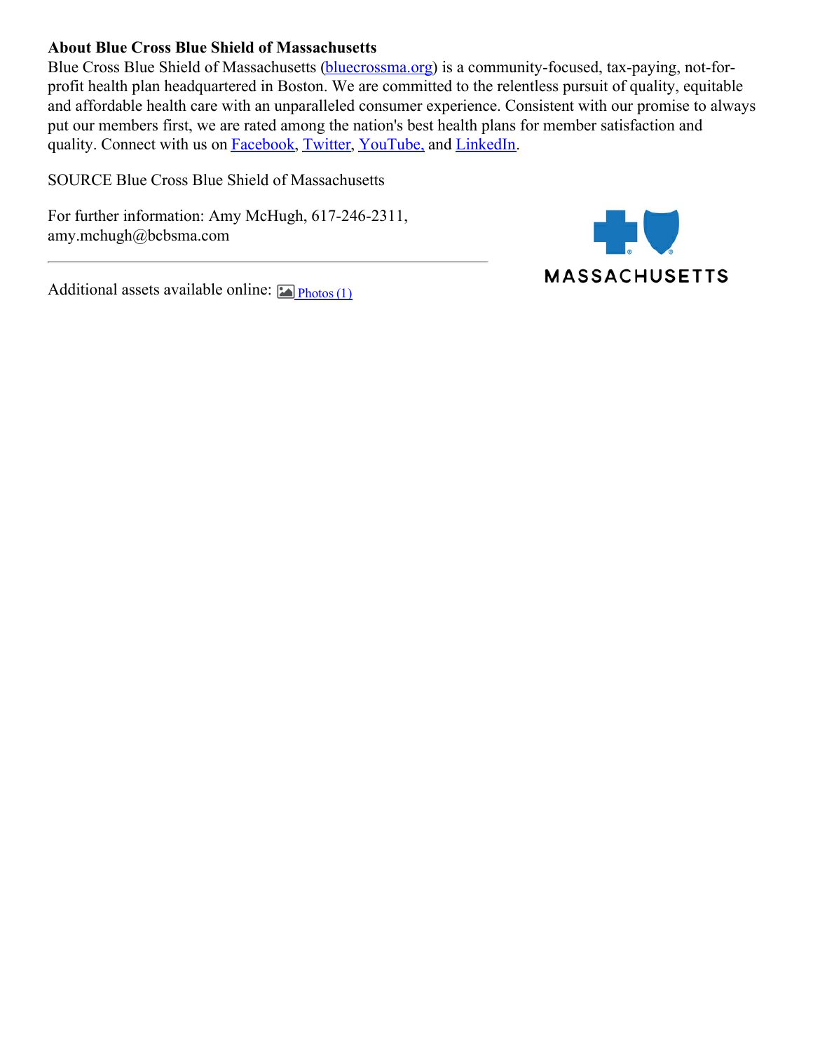**About Blue Cross Blue Shield of Massachusetts**

Blue Cross Blue Shield of Massachusetts (bluecrossma.org) is a community-focused, tax-paying, not-for-profit health plan headquartered in Boston. We are committed to the relentless pursuit of quality, equitable and affordable health care with an unparalleled consumer experience. Consistent with our promise to always put our members first, we are rated among the nation's best health plans for member satisfaction and quality. Connect with us on Facebook, Twitter, YouTube, and LinkedIn.

SOURCE Blue Cross Blue Shield of Massachusetts

For further information: Amy McHugh, 617-246-2311, amy.mchugh@bcbsma.com

MASSACHUSETTS

---

Additional assets available online: Photos (1)